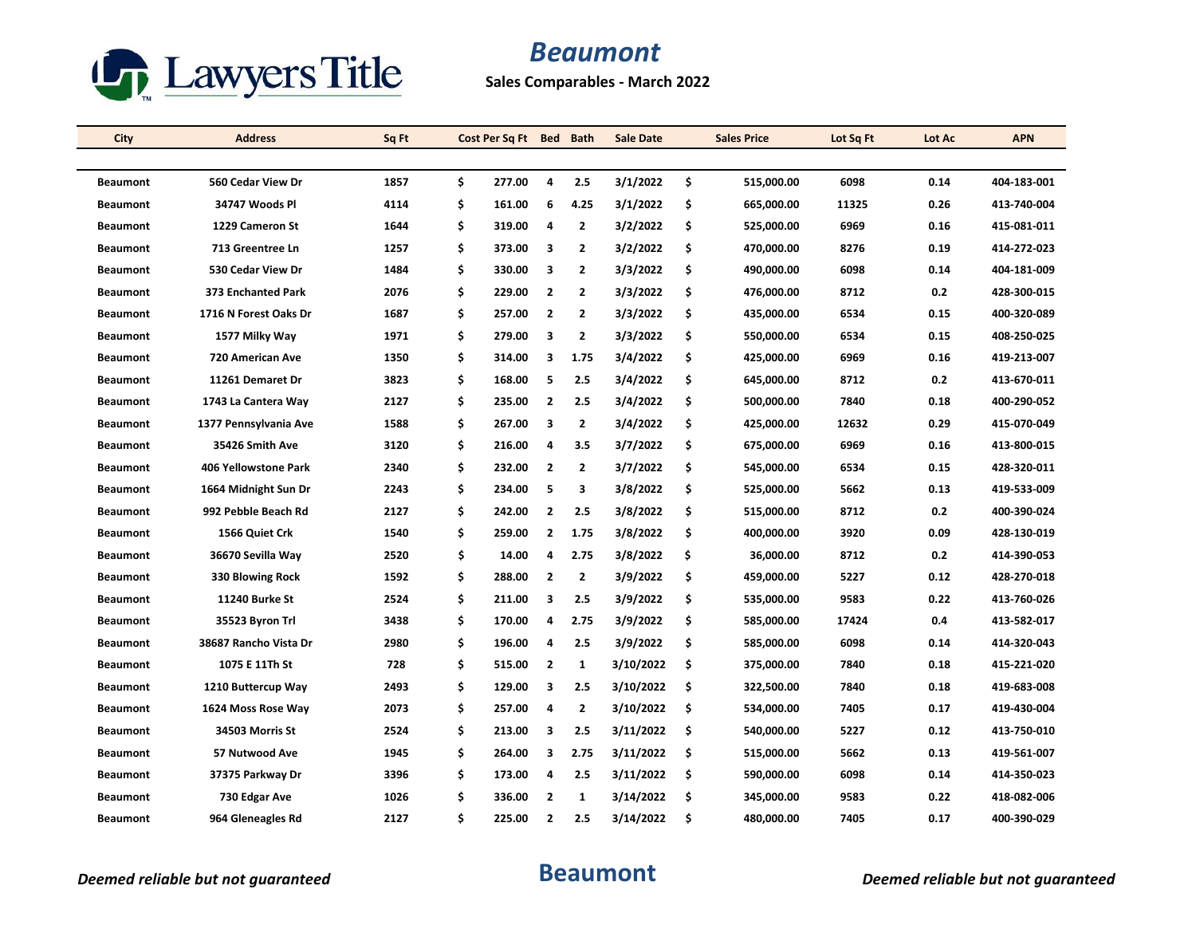Lawyers Title

# Beaumont

**Sales Comparables - March 2022**

| City | Address | Sq Ft | Cost Per Sq Ft | Bed | Bath | Sale Date | Sales Price | Lot Sq Ft | Lot Ac | APN |
|---|---|---|---|---|---|---|---|---|---|---|
| Beaumont | 560 Cedar View Dr | 1857 | $ 277.00 | 4 | 2.5 | 3/1/2022 | $ 515,000.00 | 6098 | 0.14 | 404-183-001 |
| Beaumont | 34747 Woods Pl | 4114 | $ 161.00 | 6 | 4.25 | 3/1/2022 | $ 665,000.00 | 11325 | 0.26 | 413-740-004 |
| Beaumont | 1229 Cameron St | 1644 | $ 319.00 | 4 | 2 | 3/2/2022 | $ 525,000.00 | 6969 | 0.16 | 415-081-011 |
| Beaumont | 713 Greentree Ln | 1257 | $ 373.00 | 3 | 2 | 3/2/2022 | $ 470,000.00 | 8276 | 0.19 | 414-272-023 |
| Beaumont | 530 Cedar View Dr | 1484 | $ 330.00 | 3 | 2 | 3/3/2022 | $ 490,000.00 | 6098 | 0.14 | 404-181-009 |
| Beaumont | 373 Enchanted Park | 2076 | $ 229.00 | 2 | 2 | 3/3/2022 | $ 476,000.00 | 8712 | 0.2 | 428-300-015 |
| Beaumont | 1716 N Forest Oaks Dr | 1687 | $ 257.00 | 2 | 2 | 3/3/2022 | $ 435,000.00 | 6534 | 0.15 | 400-320-089 |
| Beaumont | 1577 Milky Way | 1971 | $ 279.00 | 3 | 2 | 3/3/2022 | $ 550,000.00 | 6534 | 0.15 | 408-250-025 |
| Beaumont | 720 American Ave | 1350 | $ 314.00 | 3 | 1.75 | 3/4/2022 | $ 425,000.00 | 6969 | 0.16 | 419-213-007 |
| Beaumont | 11261 Demaret Dr | 3823 | $ 168.00 | 5 | 2.5 | 3/4/2022 | $ 645,000.00 | 8712 | 0.2 | 413-670-011 |
| Beaumont | 1743 La Cantera Way | 2127 | $ 235.00 | 2 | 2.5 | 3/4/2022 | $ 500,000.00 | 7840 | 0.18 | 400-290-052 |
| Beaumont | 1377 Pennsylvania Ave | 1588 | $ 267.00 | 3 | 2 | 3/4/2022 | $ 425,000.00 | 12632 | 0.29 | 415-070-049 |
| Beaumont | 35426 Smith Ave | 3120 | $ 216.00 | 4 | 3.5 | 3/7/2022 | $ 675,000.00 | 6969 | 0.16 | 413-800-015 |
| Beaumont | 406 Yellowstone Park | 2340 | $ 232.00 | 2 | 2 | 3/7/2022 | $ 545,000.00 | 6534 | 0.15 | 428-320-011 |
| Beaumont | 1664 Midnight Sun Dr | 2243 | $ 234.00 | 5 | 3 | 3/8/2022 | $ 525,000.00 | 5662 | 0.13 | 419-533-009 |
| Beaumont | 992 Pebble Beach Rd | 2127 | $ 242.00 | 2 | 2.5 | 3/8/2022 | $ 515,000.00 | 8712 | 0.2 | 400-390-024 |
| Beaumont | 1566 Quiet Crk | 1540 | $ 259.00 | 2 | 1.75 | 3/8/2022 | $ 400,000.00 | 3920 | 0.09 | 428-130-019 |
| Beaumont | 36670 Sevilla Way | 2520 | $ 14.00 | 4 | 2.75 | 3/8/2022 | $ 36,000.00 | 8712 | 0.2 | 414-390-053 |
| Beaumont | 330 Blowing Rock | 1592 | $ 288.00 | 2 | 2 | 3/9/2022 | $ 459,000.00 | 5227 | 0.12 | 428-270-018 |
| Beaumont | 11240 Burke St | 2524 | $ 211.00 | 3 | 2.5 | 3/9/2022 | $ 535,000.00 | 9583 | 0.22 | 413-760-026 |
| Beaumont | 35523 Byron Trl | 3438 | $ 170.00 | 4 | 2.75 | 3/9/2022 | $ 585,000.00 | 17424 | 0.4 | 413-582-017 |
| Beaumont | 38687 Rancho Vista Dr | 2980 | $ 196.00 | 4 | 2.5 | 3/9/2022 | $ 585,000.00 | 6098 | 0.14 | 414-320-043 |
| Beaumont | 1075 E 11Th St | 728 | $ 515.00 | 2 | 1 | 3/10/2022 | $ 375,000.00 | 7840 | 0.18 | 415-221-020 |
| Beaumont | 1210 Buttercup Way | 2493 | $ 129.00 | 3 | 2.5 | 3/10/2022 | $ 322,500.00 | 7840 | 0.18 | 419-683-008 |
| Beaumont | 1624 Moss Rose Way | 2073 | $ 257.00 | 4 | 2 | 3/10/2022 | $ 534,000.00 | 7405 | 0.17 | 419-430-004 |
| Beaumont | 34503 Morris St | 2524 | $ 213.00 | 3 | 2.5 | 3/11/2022 | $ 540,000.00 | 5227 | 0.12 | 413-750-010 |
| Beaumont | 57 Nutwood Ave | 1945 | $ 264.00 | 3 | 2.75 | 3/11/2022 | $ 515,000.00 | 5662 | 0.13 | 419-561-007 |
| Beaumont | 37375 Parkway Dr | 3396 | $ 173.00 | 4 | 2.5 | 3/11/2022 | $ 590,000.00 | 6098 | 0.14 | 414-350-023 |
| Beaumont | 730 Edgar Ave | 1026 | $ 336.00 | 2 | 1 | 3/14/2022 | $ 345,000.00 | 9583 | 0.22 | 418-082-006 |
| Beaumont | 964 Gleneagles Rd | 2127 | $ 225.00 | 2 | 2.5 | 3/14/2022 | $ 480,000.00 | 7405 | 0.17 | 400-390-029 |

*Deemed reliable but not guaranteed*

**Beaumont**

*Deemed reliable but not guaranteed*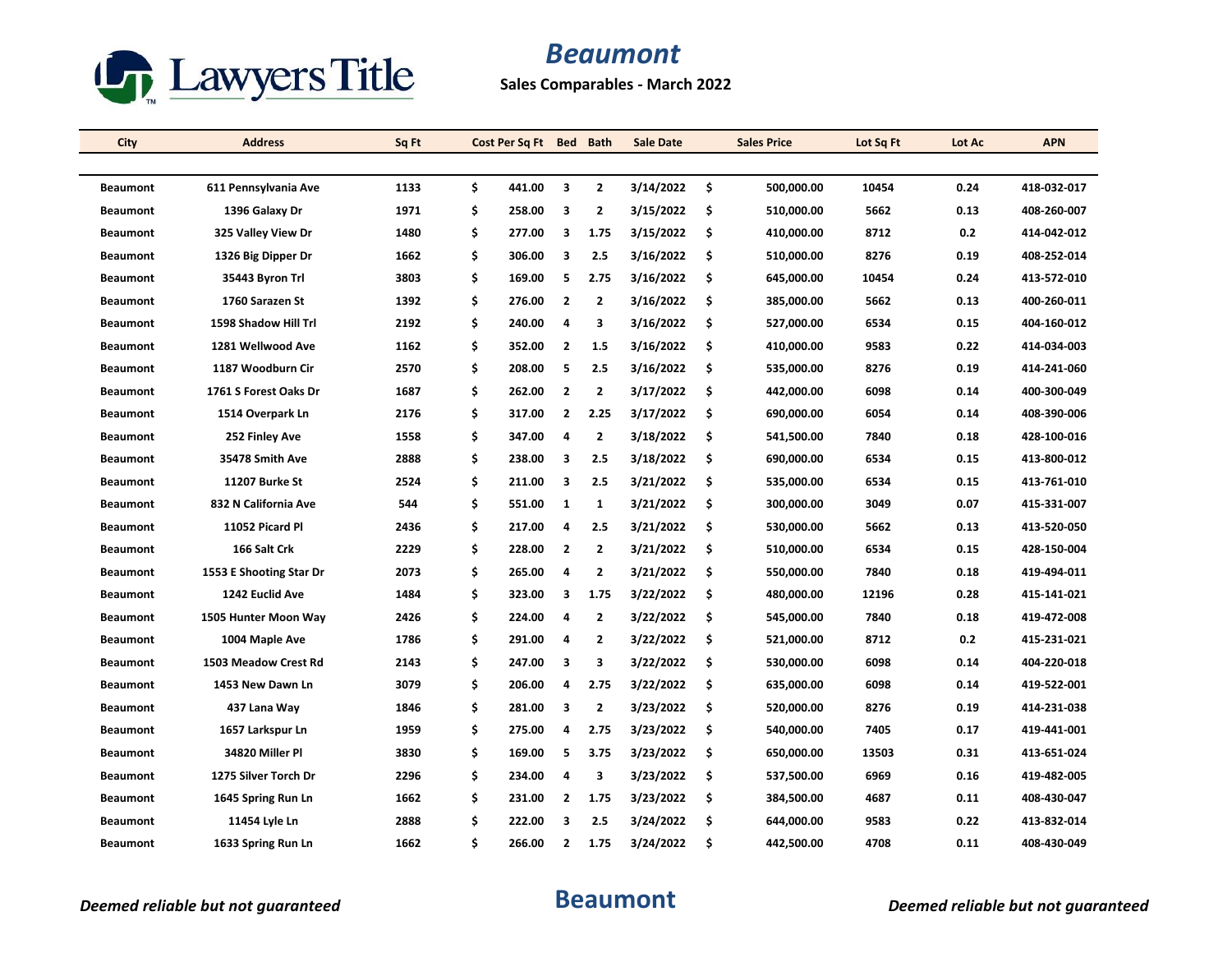# Beaumont

**Sales Comparables - March 2022**

| City | Address | Sq Ft | Cost Per Sq Ft | Bed | Bath | Sale Date | Sales Price | Lot Sq Ft | Lot Ac | APN |
|---|---|---|---|---|---|---|---|---|---|---|
| Beaumont | 611 Pennsylvania Ave | 1133 | $ 441.00 | 3 | 2 | 3/14/2022 | $ 500,000.00 | 10454 | 0.24 | 418-032-017 |
| Beaumont | 1396 Galaxy Dr | 1971 | $ 258.00 | 3 | 2 | 3/15/2022 | $ 510,000.00 | 5662 | 0.13 | 408-260-007 |
| Beaumont | 325 Valley View Dr | 1480 | $ 277.00 | 3 | 1.75 | 3/15/2022 | $ 410,000.00 | 8712 | 0.2 | 414-042-012 |
| Beaumont | 1326 Big Dipper Dr | 1662 | $ 306.00 | 3 | 2.5 | 3/16/2022 | $ 510,000.00 | 8276 | 0.19 | 408-252-014 |
| Beaumont | 35443 Byron Trl | 3803 | $ 169.00 | 5 | 2.75 | 3/16/2022 | $ 645,000.00 | 10454 | 0.24 | 413-572-010 |
| Beaumont | 1760 Sarazen St | 1392 | $ 276.00 | 2 | 2 | 3/16/2022 | $ 385,000.00 | 5662 | 0.13 | 400-260-011 |
| Beaumont | 1598 Shadow Hill Trl | 2192 | $ 240.00 | 4 | 3 | 3/16/2022 | $ 527,000.00 | 6534 | 0.15 | 404-160-012 |
| Beaumont | 1281 Wellwood Ave | 1162 | $ 352.00 | 2 | 1.5 | 3/16/2022 | $ 410,000.00 | 9583 | 0.22 | 414-034-003 |
| Beaumont | 1187 Woodburn Cir | 2570 | $ 208.00 | 5 | 2.5 | 3/16/2022 | $ 535,000.00 | 8276 | 0.19 | 414-241-060 |
| Beaumont | 1761 S Forest Oaks Dr | 1687 | $ 262.00 | 2 | 2 | 3/17/2022 | $ 442,000.00 | 6098 | 0.14 | 400-300-049 |
| Beaumont | 1514 Overpark Ln | 2176 | $ 317.00 | 2 | 2.25 | 3/17/2022 | $ 690,000.00 | 6054 | 0.14 | 408-390-006 |
| Beaumont | 252 Finley Ave | 1558 | $ 347.00 | 4 | 2 | 3/18/2022 | $ 541,500.00 | 7840 | 0.18 | 428-100-016 |
| Beaumont | 35478 Smith Ave | 2888 | $ 238.00 | 3 | 2.5 | 3/18/2022 | $ 690,000.00 | 6534 | 0.15 | 413-800-012 |
| Beaumont | 11207 Burke St | 2524 | $ 211.00 | 3 | 2.5 | 3/21/2022 | $ 535,000.00 | 6534 | 0.15 | 413-761-010 |
| Beaumont | 832 N California Ave | 544 | $ 551.00 | 1 | 1 | 3/21/2022 | $ 300,000.00 | 3049 | 0.07 | 415-331-007 |
| Beaumont | 11052 Picard Pl | 2436 | $ 217.00 | 4 | 2.5 | 3/21/2022 | $ 530,000.00 | 5662 | 0.13 | 413-520-050 |
| Beaumont | 166 Salt Crk | 2229 | $ 228.00 | 2 | 2 | 3/21/2022 | $ 510,000.00 | 6534 | 0.15 | 428-150-004 |
| Beaumont | 1553 E Shooting Star Dr | 2073 | $ 265.00 | 4 | 2 | 3/21/2022 | $ 550,000.00 | 7840 | 0.18 | 419-494-011 |
| Beaumont | 1242 Euclid Ave | 1484 | $ 323.00 | 3 | 1.75 | 3/22/2022 | $ 480,000.00 | 12196 | 0.28 | 415-141-021 |
| Beaumont | 1505 Hunter Moon Way | 2426 | $ 224.00 | 4 | 2 | 3/22/2022 | $ 545,000.00 | 7840 | 0.18 | 419-472-008 |
| Beaumont | 1004 Maple Ave | 1786 | $ 291.00 | 4 | 2 | 3/22/2022 | $ 521,000.00 | 8712 | 0.2 | 415-231-021 |
| Beaumont | 1503 Meadow Crest Rd | 2143 | $ 247.00 | 3 | 3 | 3/22/2022 | $ 530,000.00 | 6098 | 0.14 | 404-220-018 |
| Beaumont | 1453 New Dawn Ln | 3079 | $ 206.00 | 4 | 2.75 | 3/22/2022 | $ 635,000.00 | 6098 | 0.14 | 419-522-001 |
| Beaumont | 437 Lana Way | 1846 | $ 281.00 | 3 | 2 | 3/23/2022 | $ 520,000.00 | 8276 | 0.19 | 414-231-038 |
| Beaumont | 1657 Larkspur Ln | 1959 | $ 275.00 | 4 | 2.75 | 3/23/2022 | $ 540,000.00 | 7405 | 0.17 | 419-441-001 |
| Beaumont | 34820 Miller Pl | 3830 | $ 169.00 | 5 | 3.75 | 3/23/2022 | $ 650,000.00 | 13503 | 0.31 | 413-651-024 |
| Beaumont | 1275 Silver Torch Dr | 2296 | $ 234.00 | 4 | 3 | 3/23/2022 | $ 537,500.00 | 6969 | 0.16 | 419-482-005 |
| Beaumont | 1645 Spring Run Ln | 1662 | $ 231.00 | 2 | 1.75 | 3/23/2022 | $ 384,500.00 | 4687 | 0.11 | 408-430-047 |
| Beaumont | 11454 Lyle Ln | 2888 | $ 222.00 | 3 | 2.5 | 3/24/2022 | $ 644,000.00 | 9583 | 0.22 | 413-832-014 |
| Beaumont | 1633 Spring Run Ln | 1662 | $ 266.00 | 2 | 1.75 | 3/24/2022 | $ 442,500.00 | 4708 | 0.11 | 408-430-049 |

*Deemed reliable but not guaranteed* **Beaumont** *Deemed reliable but not guaranteed*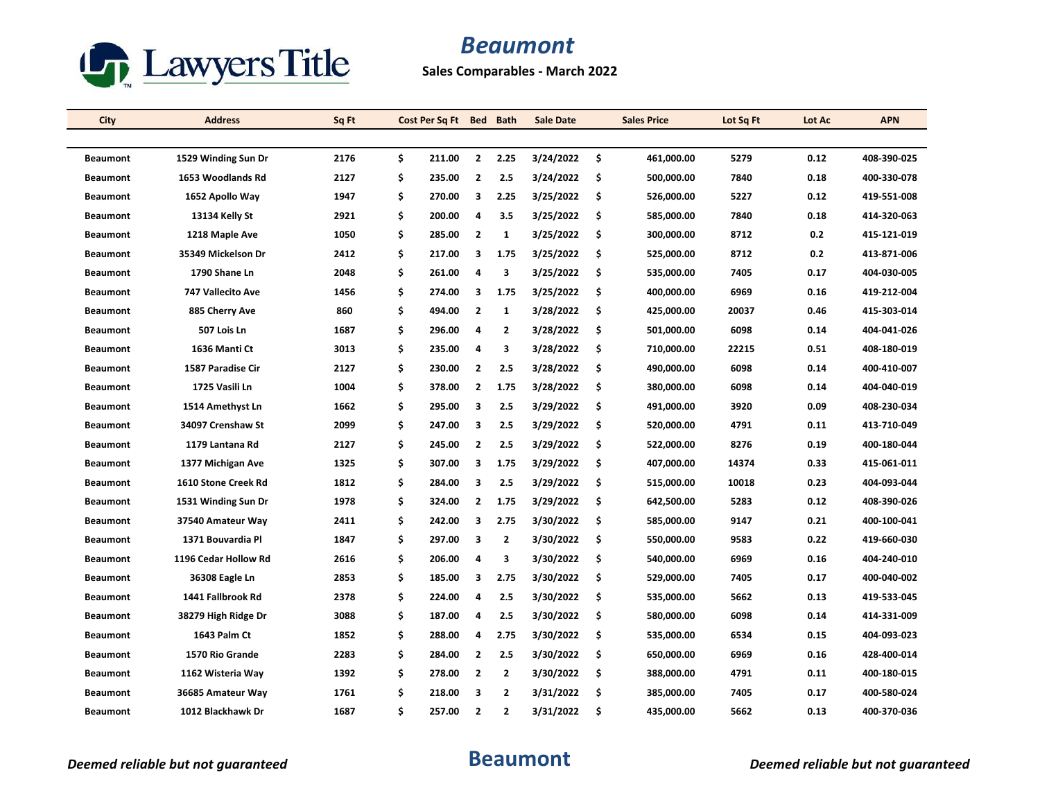# Beaumont

**Sales Comparables - March 2022**

| City | Address | Sq Ft | Cost Per Sq Ft | Bed | Bath | Sale Date | Sales Price | Lot Sq Ft | Lot Ac | APN |
|---|---|---|---|---|---|---|---|---|---|---|
| Beaumont | 1529 Winding Sun Dr | 2176 | $ 211.00 | 2 | 2.25 | 3/24/2022 | $ 461,000.00 | 5279 | 0.12 | 408-390-025 |
| Beaumont | 1653 Woodlands Rd | 2127 | $ 235.00 | 2 | 2.5 | 3/24/2022 | $ 500,000.00 | 7840 | 0.18 | 400-330-078 |
| Beaumont | 1652 Apollo Way | 1947 | $ 270.00 | 3 | 2.25 | 3/25/2022 | $ 526,000.00 | 5227 | 0.12 | 419-551-008 |
| Beaumont | 13134 Kelly St | 2921 | $ 200.00 | 4 | 3.5 | 3/25/2022 | $ 585,000.00 | 7840 | 0.18 | 414-320-063 |
| Beaumont | 1218 Maple Ave | 1050 | $ 285.00 | 2 | 1 | 3/25/2022 | $ 300,000.00 | 8712 | 0.2 | 415-121-019 |
| Beaumont | 35349 Mickelson Dr | 2412 | $ 217.00 | 3 | 1.75 | 3/25/2022 | $ 525,000.00 | 8712 | 0.2 | 413-871-006 |
| Beaumont | 1790 Shane Ln | 2048 | $ 261.00 | 4 | 3 | 3/25/2022 | $ 535,000.00 | 7405 | 0.17 | 404-030-005 |
| Beaumont | 747 Vallecito Ave | 1456 | $ 274.00 | 3 | 1.75 | 3/25/2022 | $ 400,000.00 | 6969 | 0.16 | 419-212-004 |
| Beaumont | 885 Cherry Ave | 860 | $ 494.00 | 2 | 1 | 3/28/2022 | $ 425,000.00 | 20037 | 0.46 | 415-303-014 |
| Beaumont | 507 Lois Ln | 1687 | $ 296.00 | 4 | 2 | 3/28/2022 | $ 501,000.00 | 6098 | 0.14 | 404-041-026 |
| Beaumont | 1636 Manti Ct | 3013 | $ 235.00 | 4 | 3 | 3/28/2022 | $ 710,000.00 | 22215 | 0.51 | 408-180-019 |
| Beaumont | 1587 Paradise Cir | 2127 | $ 230.00 | 2 | 2.5 | 3/28/2022 | $ 490,000.00 | 6098 | 0.14 | 400-410-007 |
| Beaumont | 1725 Vasili Ln | 1004 | $ 378.00 | 2 | 1.75 | 3/28/2022 | $ 380,000.00 | 6098 | 0.14 | 404-040-019 |
| Beaumont | 1514 Amethyst Ln | 1662 | $ 295.00 | 3 | 2.5 | 3/29/2022 | $ 491,000.00 | 3920 | 0.09 | 408-230-034 |
| Beaumont | 34097 Crenshaw St | 2099 | $ 247.00 | 3 | 2.5 | 3/29/2022 | $ 520,000.00 | 4791 | 0.11 | 413-710-049 |
| Beaumont | 1179 Lantana Rd | 2127 | $ 245.00 | 2 | 2.5 | 3/29/2022 | $ 522,000.00 | 8276 | 0.19 | 400-180-044 |
| Beaumont | 1377 Michigan Ave | 1325 | $ 307.00 | 3 | 1.75 | 3/29/2022 | $ 407,000.00 | 14374 | 0.33 | 415-061-011 |
| Beaumont | 1610 Stone Creek Rd | 1812 | $ 284.00 | 3 | 2.5 | 3/29/2022 | $ 515,000.00 | 10018 | 0.23 | 404-093-044 |
| Beaumont | 1531 Winding Sun Dr | 1978 | $ 324.00 | 2 | 1.75 | 3/29/2022 | $ 642,500.00 | 5283 | 0.12 | 408-390-026 |
| Beaumont | 37540 Amateur Way | 2411 | $ 242.00 | 3 | 2.75 | 3/30/2022 | $ 585,000.00 | 9147 | 0.21 | 400-100-041 |
| Beaumont | 1371 Bouvardia Pl | 1847 | $ 297.00 | 3 | 2 | 3/30/2022 | $ 550,000.00 | 9583 | 0.22 | 419-660-030 |
| Beaumont | 1196 Cedar Hollow Rd | 2616 | $ 206.00 | 4 | 3 | 3/30/2022 | $ 540,000.00 | 6969 | 0.16 | 404-240-010 |
| Beaumont | 36308 Eagle Ln | 2853 | $ 185.00 | 3 | 2.75 | 3/30/2022 | $ 529,000.00 | 7405 | 0.17 | 400-040-002 |
| Beaumont | 1441 Fallbrook Rd | 2378 | $ 224.00 | 4 | 2.5 | 3/30/2022 | $ 535,000.00 | 5662 | 0.13 | 419-533-045 |
| Beaumont | 38279 High Ridge Dr | 3088 | $ 187.00 | 4 | 2.5 | 3/30/2022 | $ 580,000.00 | 6098 | 0.14 | 414-331-009 |
| Beaumont | 1643 Palm Ct | 1852 | $ 288.00 | 4 | 2.75 | 3/30/2022 | $ 535,000.00 | 6534 | 0.15 | 404-093-023 |
| Beaumont | 1570 Rio Grande | 2283 | $ 284.00 | 2 | 2.5 | 3/30/2022 | $ 650,000.00 | 6969 | 0.16 | 428-400-014 |
| Beaumont | 1162 Wisteria Way | 1392 | $ 278.00 | 2 | 2 | 3/30/2022 | $ 388,000.00 | 4791 | 0.11 | 400-180-015 |
| Beaumont | 36685 Amateur Way | 1761 | $ 218.00 | 3 | 2 | 3/31/2022 | $ 385,000.00 | 7405 | 0.17 | 400-580-024 |
| Beaumont | 1012 Blackhawk Dr | 1687 | $ 257.00 | 2 | 2 | 3/31/2022 | $ 435,000.00 | 5662 | 0.13 | 400-370-036 |

*Deemed reliable but not guaranteed*

**Beaumont**

*Deemed reliable but not guaranteed*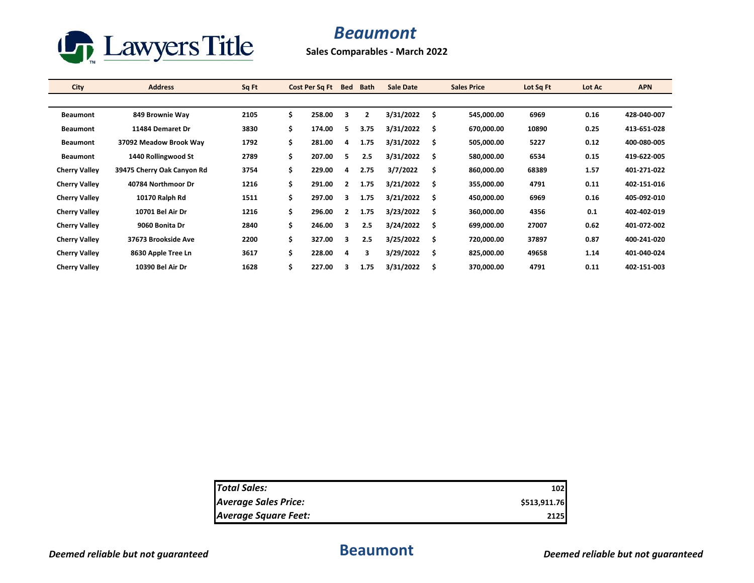Lawyers Title

# Beaumont

**Sales Comparables - March 2022**

| City | Address | Sq Ft | Cost Per Sq Ft | Bed | Bath | Sale Date | Sales Price | Lot Sq Ft | Lot Ac | APN |
|---|---|---|---|---|---|---|---|---|---|---|
| Beaumont | 849 Brownie Way | 2105 | $ 258.00 | 3 | 2 | 3/31/2022 | $ 545,000.00 | 6969 | 0.16 | 428-040-007 |
| Beaumont | 11484 Demaret Dr | 3830 | $ 174.00 | 5 | 3.75 | 3/31/2022 | $ 670,000.00 | 10890 | 0.25 | 413-651-028 |
| Beaumont | 37092 Meadow Brook Way | 1792 | $ 281.00 | 4 | 1.75 | 3/31/2022 | $ 505,000.00 | 5227 | 0.12 | 400-080-005 |
| Beaumont | 1440 Rollingwood St | 2789 | $ 207.00 | 5 | 2.5 | 3/31/2022 | $ 580,000.00 | 6534 | 0.15 | 419-622-005 |
| Cherry Valley | 39475 Cherry Oak Canyon Rd | 3754 | $ 229.00 | 4 | 2.75 | 3/7/2022 | $ 860,000.00 | 68389 | 1.57 | 401-271-022 |
| Cherry Valley | 40784 Northmoor Dr | 1216 | $ 291.00 | 2 | 1.75 | 3/21/2022 | $ 355,000.00 | 4791 | 0.11 | 402-151-016 |
| Cherry Valley | 10170 Ralph Rd | 1511 | $ 297.00 | 3 | 1.75 | 3/21/2022 | $ 450,000.00 | 6969 | 0.16 | 405-092-010 |
| Cherry Valley | 10701 Bel Air Dr | 1216 | $ 296.00 | 2 | 1.75 | 3/23/2022 | $ 360,000.00 | 4356 | 0.1 | 402-402-019 |
| Cherry Valley | 9060 Bonita Dr | 2840 | $ 246.00 | 3 | 2.5 | 3/24/2022 | $ 699,000.00 | 27007 | 0.62 | 401-072-002 |
| Cherry Valley | 37673 Brookside Ave | 2200 | $ 327.00 | 3 | 2.5 | 3/25/2022 | $ 720,000.00 | 37897 | 0.87 | 400-241-020 |
| Cherry Valley | 8630 Apple Tree Ln | 3617 | $ 228.00 | 4 | 3 | 3/29/2022 | $ 825,000.00 | 49658 | 1.14 | 401-040-024 |
| Cherry Valley | 10390 Bel Air Dr | 1628 | $ 227.00 | 3 | 1.75 | 3/31/2022 | $ 370,000.00 | 4791 | 0.11 | 402-151-003 |

| | |
|---|---|
| ***Total Sales:*** | **102** |
| ***Average Sales Price:*** | **$513,911.76** |
| ***Average Square Feet:*** | **2125** |

***Deemed reliable but not guaranteed*** **Beaumont** ***Deemed reliable but not guaranteed***